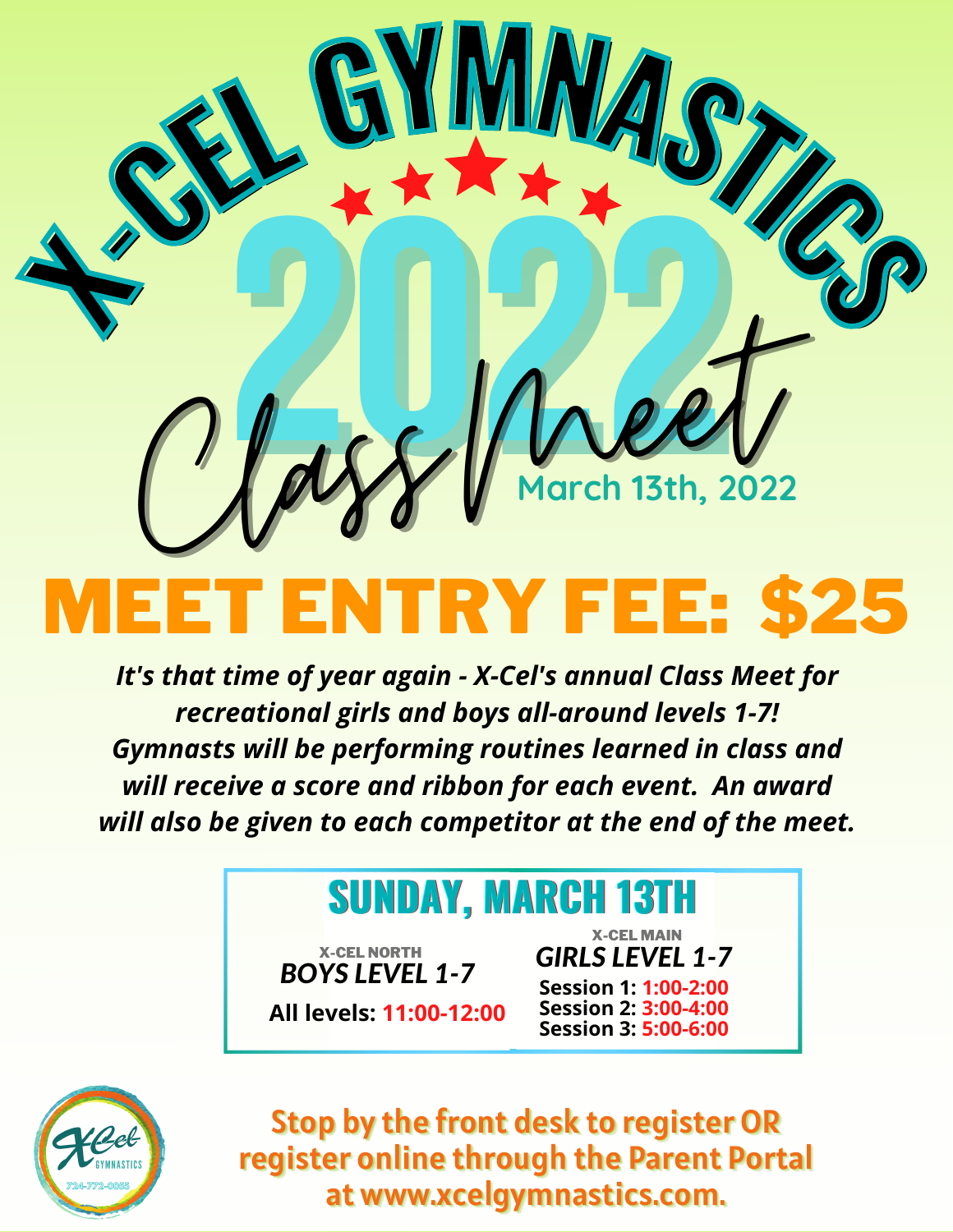# X-CEL GYMNASTICS

# 2022 Class Meet

March 13th, 2022

## MEET ENTRY FEE: $25

***It's that time of year again - X-Cel's annual Class Meet for recreational girls and boys all-around levels 1-7! Gymnasts will be performing routines learned in class and will receive a score and ribbon for each event. An award will also be given to each competitor at the end of the meet.***

### SUNDAY, MARCH 13TH

**X-CEL NORTH**

***BOYS LEVEL 1-7***

**All levels: 11:00-12:00**

**X-CEL MAIN**

***GIRLS LEVEL 1-7***

**Session 1: 1:00-2:00**
**Session 2: 3:00-4:00**
**Session 3: 5:00-6:00**

X-Cel Gymnastics 724-772-0055

**Stop by the front desk to register OR register online through the Parent Portal at www.xcelgymnastics.com.**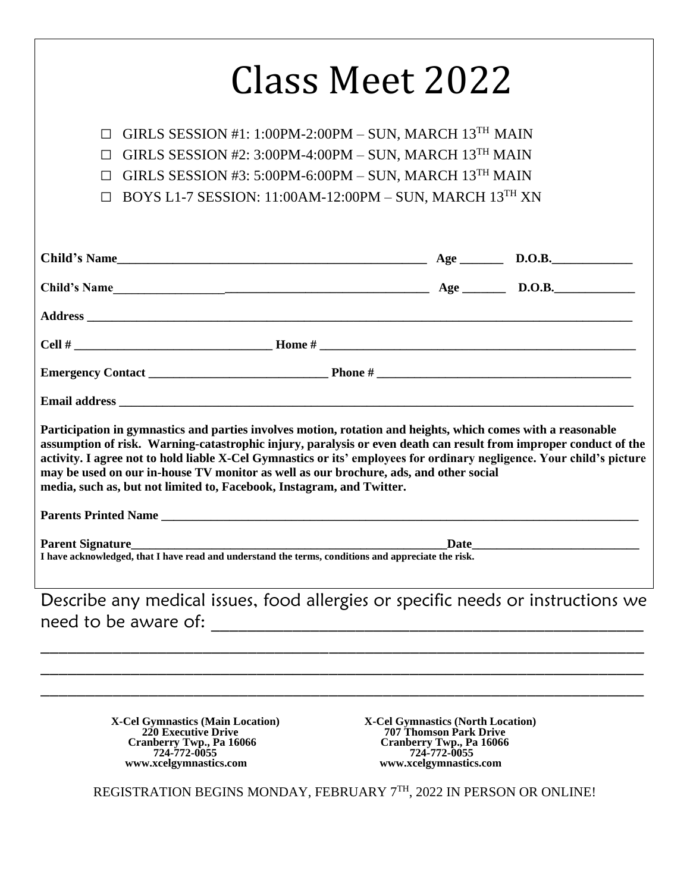# Class Meet 2022

- ☐ GIRLS SESSION #1: 1:00PM-2:00PM – SUN, MARCH 13TH MAIN
- ☐ GIRLS SESSION #2: 3:00PM-4:00PM – SUN, MARCH 13TH MAIN
- ☐ GIRLS SESSION #3: 5:00PM-6:00PM – SUN, MARCH 13TH MAIN
- ☐ BOYS L1-7 SESSION: 11:00AM-12:00PM – SUN, MARCH 13TH XN

**Child's Name**_________________________________________________ **Age** _______ **D.O.B.**_____________

**Child's Name**_________________________________________________ **Age** _______ **D.O.B.**_____________

**Address** ___________________________________________________________________________________

**Cell #** _______________________________ **Home #** _________________________________________________

**Emergency Contact** ____________________________ **Phone #** _________________________________________

**Email address** _______________________________________________________________________________

**Participation in gymnastics and parties involves motion, rotation and heights, which comes with a reasonable assumption of risk. Warning-catastrophic injury, paralysis or even death can result from improper conduct of the activity. I agree not to hold liable X-Cel Gymnastics or its' employees for ordinary negligence. Your child's picture may be used on our in-house TV monitor as well as our brochure, ads, and other social media, such as, but not limited to, Facebook, Instagram, and Twitter.**

**Parents Printed Name** ___________________________________________________________________________

**Parent Signature**_____________________________________________________**Date**___________________________

**I have acknowledged, that I have read and understand the terms, conditions and appreciate the risk.**

Describe any medical issues, food allergies or specific needs or instructions we need to be aware of: ______________________________________________________

_________________________________________________________________________

_________________________________________________________________________

_________________________________________________________________________

**X-Cel Gymnastics (Main Location)**
**220 Executive Drive**
**Cranberry Twp., Pa 16066**
**724-772-0055**
**www.xcelgymnastics.com**

**X-Cel Gymnastics (North Location)**
**707 Thomson Park Drive**
**Cranberry Twp., Pa 16066**
**724-772-0055**
**www.xcelgymnastics.com**

REGISTRATION BEGINS MONDAY, FEBRUARY 7TH, 2022 IN PERSON OR ONLINE!